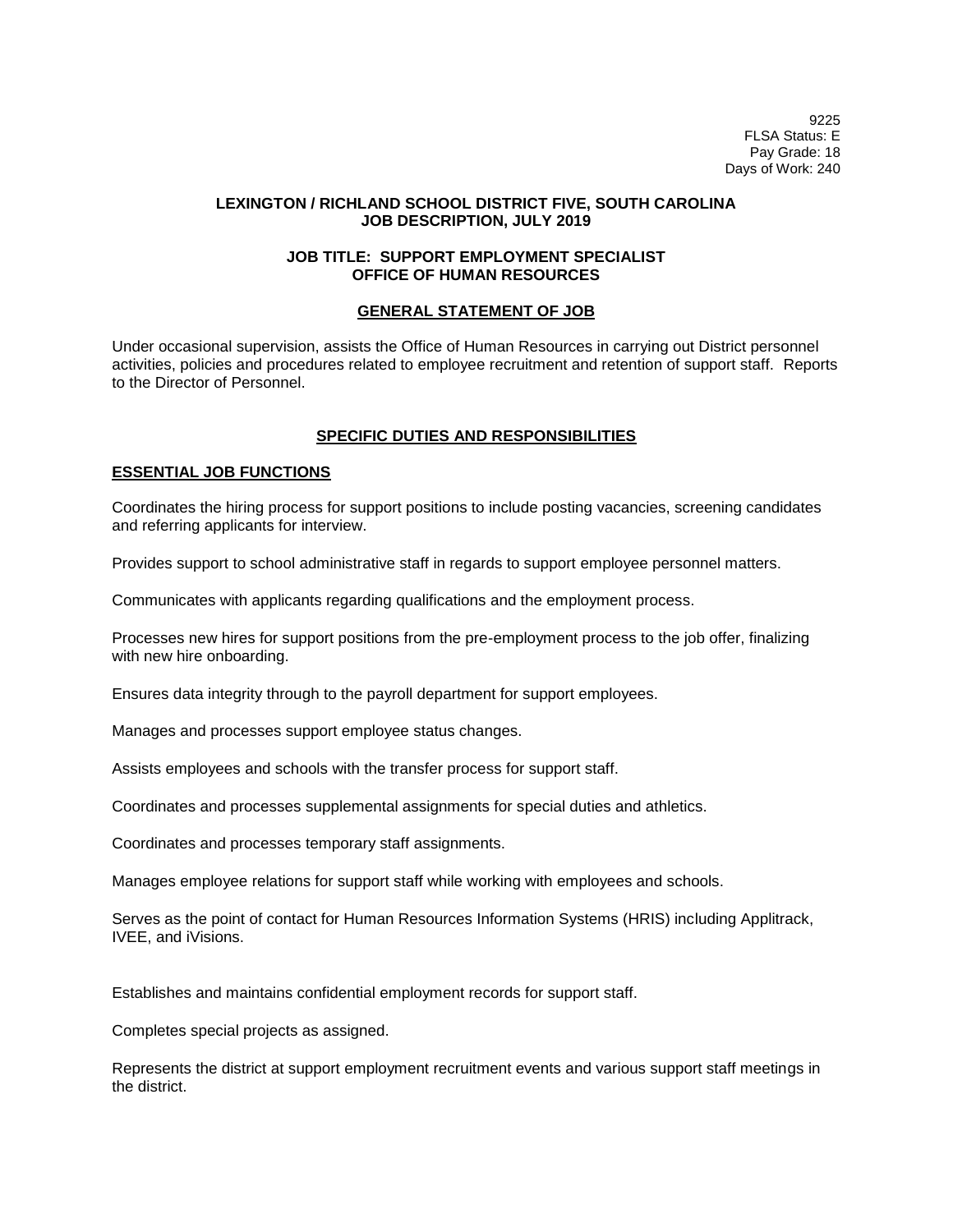9225
FLSA Status: E
Pay Grade: 18
Days of Work: 240

**LEXINGTON / RICHLAND SCHOOL DISTRICT FIVE, SOUTH CAROLINA**
**JOB DESCRIPTION, JULY 2019**

**JOB TITLE: SUPPORT EMPLOYMENT SPECIALIST**
**OFFICE OF HUMAN RESOURCES**

## GENERAL STATEMENT OF JOB

Under occasional supervision, assists the Office of Human Resources in carrying out District personnel activities, policies and procedures related to employee recruitment and retention of support staff. Reports to the Director of Personnel.

## SPECIFIC DUTIES AND RESPONSIBILITIES

### ESSENTIAL JOB FUNCTIONS

Coordinates the hiring process for support positions to include posting vacancies, screening candidates and referring applicants for interview.

Provides support to school administrative staff in regards to support employee personnel matters.

Communicates with applicants regarding qualifications and the employment process.

Processes new hires for support positions from the pre-employment process to the job offer, finalizing with new hire onboarding.

Ensures data integrity through to the payroll department for support employees.

Manages and processes support employee status changes.

Assists employees and schools with the transfer process for support staff.

Coordinates and processes supplemental assignments for special duties and athletics.

Coordinates and processes temporary staff assignments.

Manages employee relations for support staff while working with employees and schools.

Serves as the point of contact for Human Resources Information Systems (HRIS) including Applitrack, IVEE, and iVisions.

Establishes and maintains confidential employment records for support staff.

Completes special projects as assigned.

Represents the district at support employment recruitment events and various support staff meetings in the district.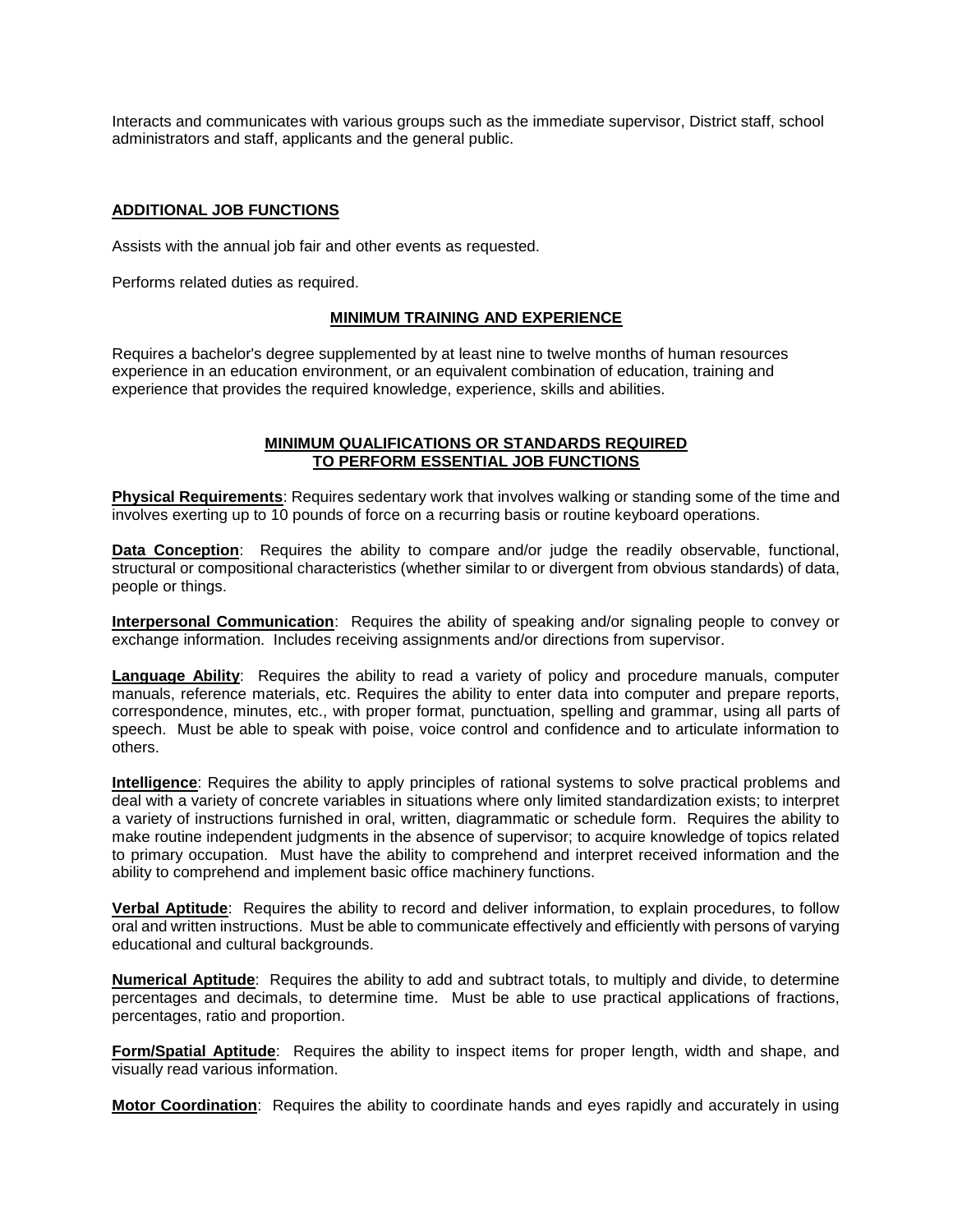Interacts and communicates with various groups such as the immediate supervisor, District staff, school administrators and staff, applicants and the general public.

## ADDITIONAL JOB FUNCTIONS

Assists with the annual job fair and other events as requested.

Performs related duties as required.

## MINIMUM TRAINING AND EXPERIENCE

Requires a bachelor's degree supplemented by at least nine to twelve months of human resources experience in an education environment, or an equivalent combination of education, training and experience that provides the required knowledge, experience, skills and abilities.

## MINIMUM QUALIFICATIONS OR STANDARDS REQUIRED TO PERFORM ESSENTIAL JOB FUNCTIONS

**Physical Requirements**: Requires sedentary work that involves walking or standing some of the time and involves exerting up to 10 pounds of force on a recurring basis or routine keyboard operations.

**Data Conception**: Requires the ability to compare and/or judge the readily observable, functional, structural or compositional characteristics (whether similar to or divergent from obvious standards) of data, people or things.

**Interpersonal Communication**: Requires the ability of speaking and/or signaling people to convey or exchange information. Includes receiving assignments and/or directions from supervisor.

**Language Ability**: Requires the ability to read a variety of policy and procedure manuals, computer manuals, reference materials, etc. Requires the ability to enter data into computer and prepare reports, correspondence, minutes, etc., with proper format, punctuation, spelling and grammar, using all parts of speech. Must be able to speak with poise, voice control and confidence and to articulate information to others.

**Intelligence**: Requires the ability to apply principles of rational systems to solve practical problems and deal with a variety of concrete variables in situations where only limited standardization exists; to interpret a variety of instructions furnished in oral, written, diagrammatic or schedule form. Requires the ability to make routine independent judgments in the absence of supervisor; to acquire knowledge of topics related to primary occupation. Must have the ability to comprehend and interpret received information and the ability to comprehend and implement basic office machinery functions.

**Verbal Aptitude**: Requires the ability to record and deliver information, to explain procedures, to follow oral and written instructions. Must be able to communicate effectively and efficiently with persons of varying educational and cultural backgrounds.

**Numerical Aptitude**: Requires the ability to add and subtract totals, to multiply and divide, to determine percentages and decimals, to determine time. Must be able to use practical applications of fractions, percentages, ratio and proportion.

**Form/Spatial Aptitude**: Requires the ability to inspect items for proper length, width and shape, and visually read various information.

**Motor Coordination**: Requires the ability to coordinate hands and eyes rapidly and accurately in using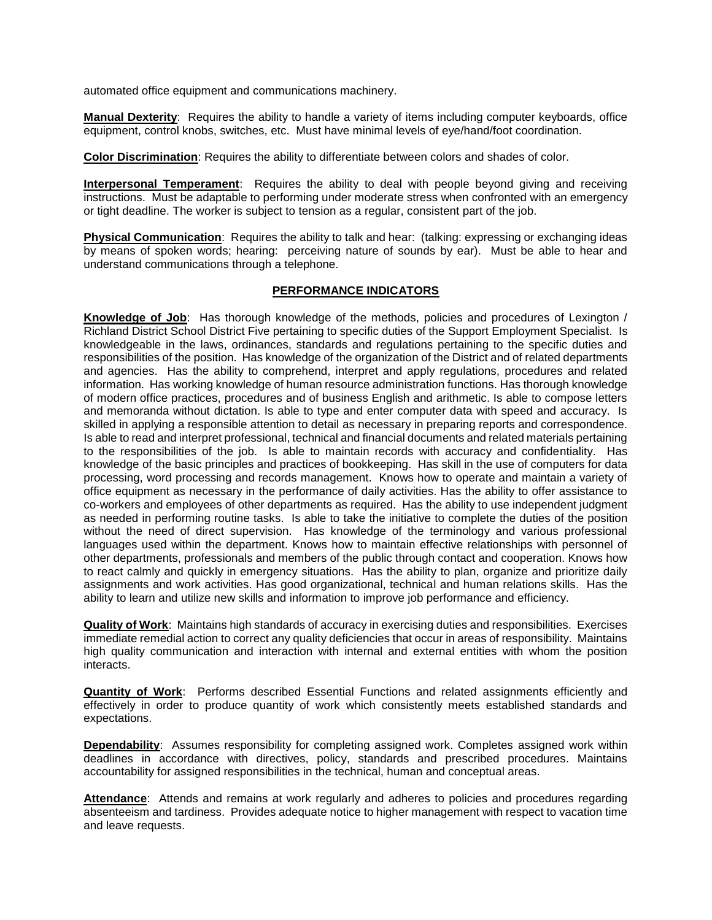automated office equipment and communications machinery.

**Manual Dexterity**: Requires the ability to handle a variety of items including computer keyboards, office equipment, control knobs, switches, etc. Must have minimal levels of eye/hand/foot coordination.

**Color Discrimination**: Requires the ability to differentiate between colors and shades of color.

**Interpersonal Temperament**: Requires the ability to deal with people beyond giving and receiving instructions. Must be adaptable to performing under moderate stress when confronted with an emergency or tight deadline. The worker is subject to tension as a regular, consistent part of the job.

**Physical Communication**: Requires the ability to talk and hear: (talking: expressing or exchanging ideas by means of spoken words; hearing: perceiving nature of sounds by ear). Must be able to hear and understand communications through a telephone.

## PERFORMANCE INDICATORS

**Knowledge of Job**: Has thorough knowledge of the methods, policies and procedures of Lexington / Richland District School District Five pertaining to specific duties of the Support Employment Specialist. Is knowledgeable in the laws, ordinances, standards and regulations pertaining to the specific duties and responsibilities of the position. Has knowledge of the organization of the District and of related departments and agencies. Has the ability to comprehend, interpret and apply regulations, procedures and related information. Has working knowledge of human resource administration functions. Has thorough knowledge of modern office practices, procedures and of business English and arithmetic. Is able to compose letters and memoranda without dictation. Is able to type and enter computer data with speed and accuracy. Is skilled in applying a responsible attention to detail as necessary in preparing reports and correspondence. Is able to read and interpret professional, technical and financial documents and related materials pertaining to the responsibilities of the job. Is able to maintain records with accuracy and confidentiality. Has knowledge of the basic principles and practices of bookkeeping. Has skill in the use of computers for data processing, word processing and records management. Knows how to operate and maintain a variety of office equipment as necessary in the performance of daily activities. Has the ability to offer assistance to co-workers and employees of other departments as required. Has the ability to use independent judgment as needed in performing routine tasks. Is able to take the initiative to complete the duties of the position without the need of direct supervision. Has knowledge of the terminology and various professional languages used within the department. Knows how to maintain effective relationships with personnel of other departments, professionals and members of the public through contact and cooperation. Knows how to react calmly and quickly in emergency situations. Has the ability to plan, organize and prioritize daily assignments and work activities. Has good organizational, technical and human relations skills. Has the ability to learn and utilize new skills and information to improve job performance and efficiency.

**Quality of Work**: Maintains high standards of accuracy in exercising duties and responsibilities. Exercises immediate remedial action to correct any quality deficiencies that occur in areas of responsibility. Maintains high quality communication and interaction with internal and external entities with whom the position interacts.

**Quantity of Work**: Performs described Essential Functions and related assignments efficiently and effectively in order to produce quantity of work which consistently meets established standards and expectations.

**Dependability**: Assumes responsibility for completing assigned work. Completes assigned work within deadlines in accordance with directives, policy, standards and prescribed procedures. Maintains accountability for assigned responsibilities in the technical, human and conceptual areas.

**Attendance**: Attends and remains at work regularly and adheres to policies and procedures regarding absenteeism and tardiness. Provides adequate notice to higher management with respect to vacation time and leave requests.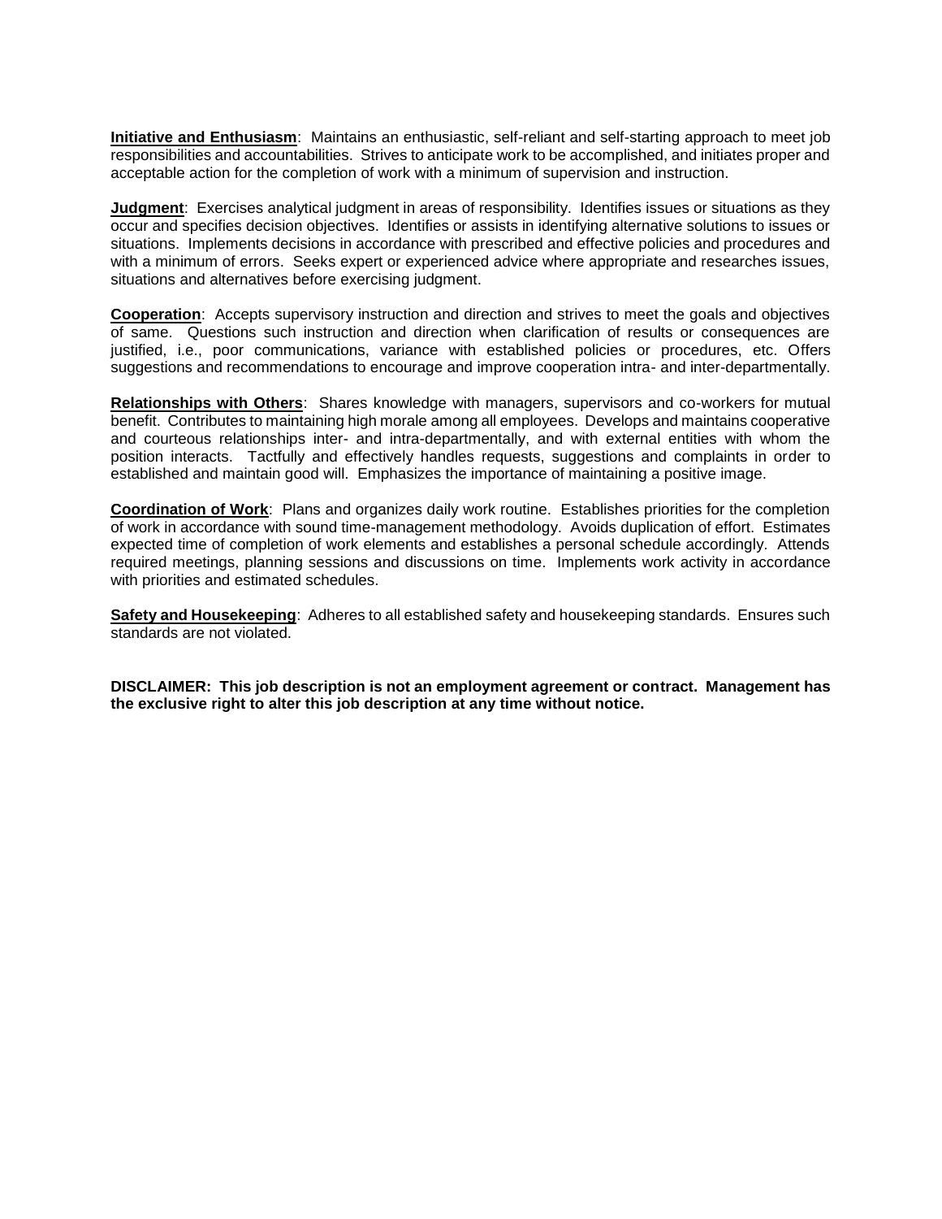**Initiative and Enthusiasm**: Maintains an enthusiastic, self-reliant and self-starting approach to meet job responsibilities and accountabilities. Strives to anticipate work to be accomplished, and initiates proper and acceptable action for the completion of work with a minimum of supervision and instruction.

**Judgment**: Exercises analytical judgment in areas of responsibility. Identifies issues or situations as they occur and specifies decision objectives. Identifies or assists in identifying alternative solutions to issues or situations. Implements decisions in accordance with prescribed and effective policies and procedures and with a minimum of errors. Seeks expert or experienced advice where appropriate and researches issues, situations and alternatives before exercising judgment.

**Cooperation**: Accepts supervisory instruction and direction and strives to meet the goals and objectives of same. Questions such instruction and direction when clarification of results or consequences are justified, i.e., poor communications, variance with established policies or procedures, etc. Offers suggestions and recommendations to encourage and improve cooperation intra- and inter-departmentally.

**Relationships with Others**: Shares knowledge with managers, supervisors and co-workers for mutual benefit. Contributes to maintaining high morale among all employees. Develops and maintains cooperative and courteous relationships inter- and intra-departmentally, and with external entities with whom the position interacts. Tactfully and effectively handles requests, suggestions and complaints in order to established and maintain good will. Emphasizes the importance of maintaining a positive image.

**Coordination of Work**: Plans and organizes daily work routine. Establishes priorities for the completion of work in accordance with sound time-management methodology. Avoids duplication of effort. Estimates expected time of completion of work elements and establishes a personal schedule accordingly. Attends required meetings, planning sessions and discussions on time. Implements work activity in accordance with priorities and estimated schedules.

**Safety and Housekeeping**: Adheres to all established safety and housekeeping standards. Ensures such standards are not violated.

**DISCLAIMER: This job description is not an employment agreement or contract. Management has the exclusive right to alter this job description at any time without notice.**